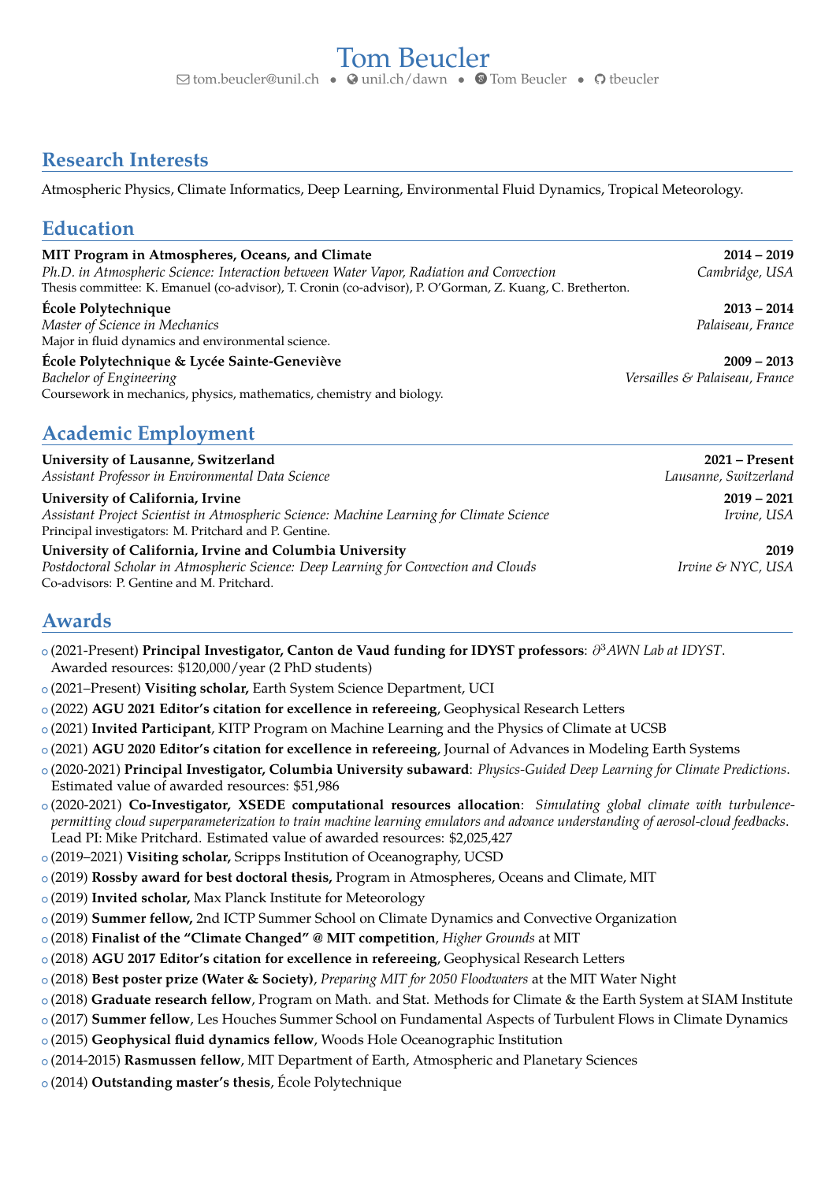# Tom Beucler

tom.beucler@unil.ch • unil.ch/dawn • Tom Beucler • tbeucler

## Research Interests

Atmospheric Physics, Climate Informatics, Deep Learning, Environmental Fluid Dynamics, Tropical Meteorology.

## Education

**MIT Program in Atmospheres, Oceans, and Climate** — **2014 – 2019**
*Ph.D. in Atmospheric Science: Interaction between Water Vapor, Radiation and Convection* — *Cambridge, USA*
Thesis committee: K. Emanuel (co-advisor), T. Cronin (co-advisor), P. O'Gorman, Z. Kuang, C. Bretherton.

**École Polytechnique** — **2013 – 2014**
*Master of Science in Mechanics* — *Palaiseau, France*
Major in fluid dynamics and environmental science.

**École Polytechnique & Lycée Sainte-Geneviève** — **2009 – 2013**
*Bachelor of Engineering* — *Versailles & Palaiseau, France*
Coursework in mechanics, physics, mathematics, chemistry and biology.

## Academic Employment

**University of Lausanne, Switzerland** — **2021 – Present**
*Assistant Professor in Environmental Data Science* — *Lausanne, Switzerland*

**University of California, Irvine** — **2019 – 2021**
*Assistant Project Scientist in Atmospheric Science: Machine Learning for Climate Science* — *Irvine, USA*
Principal investigators: M. Pritchard and P. Gentine.

**University of California, Irvine and Columbia University** — **2019**
*Postdoctoral Scholar in Atmospheric Science: Deep Learning for Convection and Clouds* — *Irvine & NYC, USA*
Co-advisors: P. Gentine and M. Pritchard.

## Awards

- (2021-Present) **Principal Investigator, Canton de Vaud funding for IDYST professors**: *$\partial^3$AWN Lab at IDYST*. Awarded resources: \$120,000/year (2 PhD students)
- (2021–Present) **Visiting scholar,** Earth System Science Department, UCI
- (2022) **AGU 2021 Editor's citation for excellence in refereeing**, Geophysical Research Letters
- (2021) **Invited Participant**, KITP Program on Machine Learning and the Physics of Climate at UCSB
- (2021) **AGU 2020 Editor's citation for excellence in refereeing**, Journal of Advances in Modeling Earth Systems
- (2020-2021) **Principal Investigator, Columbia University subaward**: *Physics-Guided Deep Learning for Climate Predictions*. Estimated value of awarded resources: \$51,986
- (2020-2021) **Co-Investigator, XSEDE computational resources allocation**: *Simulating global climate with turbulence-permitting cloud superparameterization to train machine learning emulators and advance understanding of aerosol-cloud feedbacks*. Lead PI: Mike Pritchard. Estimated value of awarded resources: \$2,025,427
- (2019–2021) **Visiting scholar,** Scripps Institution of Oceanography, UCSD
- (2019) **Rossby award for best doctoral thesis,** Program in Atmospheres, Oceans and Climate, MIT
- (2019) **Invited scholar,** Max Planck Institute for Meteorology
- (2019) **Summer fellow,** 2nd ICTP Summer School on Climate Dynamics and Convective Organization
- (2018) **Finalist of the "Climate Changed" @ MIT competition**, *Higher Grounds* at MIT
- (2018) **AGU 2017 Editor's citation for excellence in refereeing**, Geophysical Research Letters
- (2018) **Best poster prize (Water & Society)**, *Preparing MIT for 2050 Floodwaters* at the MIT Water Night
- (2018) **Graduate research fellow**, Program on Math. and Stat. Methods for Climate & the Earth System at SIAM Institute
- (2017) **Summer fellow**, Les Houches Summer School on Fundamental Aspects of Turbulent Flows in Climate Dynamics
- (2015) **Geophysical fluid dynamics fellow**, Woods Hole Oceanographic Institution
- (2014-2015) **Rasmussen fellow**, MIT Department of Earth, Atmospheric and Planetary Sciences
- (2014) **Outstanding master's thesis**, École Polytechnique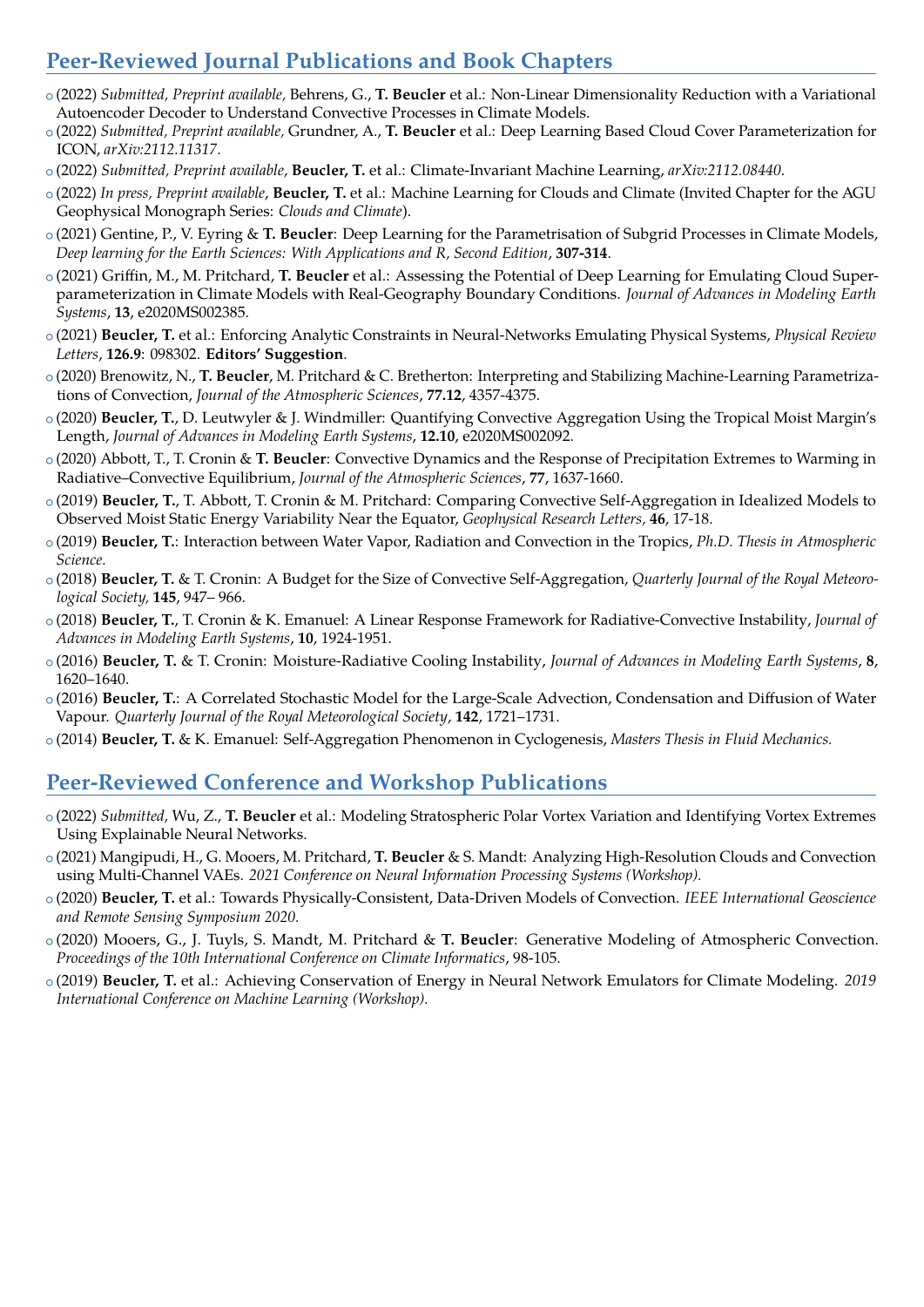## Peer-Reviewed Journal Publications and Book Chapters

- (2022) *Submitted, Preprint available,* Behrens, G., **T. Beucler** et al.: Non-Linear Dimensionality Reduction with a Variational Autoencoder Decoder to Understand Convective Processes in Climate Models.
- (2022) *Submitted, Preprint available,* Grundner, A., **T. Beucler** et al.: Deep Learning Based Cloud Cover Parameterization for ICON, *arXiv:2112.11317*.
- (2022) *Submitted, Preprint available*, **Beucler, T.** et al.: Climate-Invariant Machine Learning, *arXiv:2112.08440*.
- (2022) *In press, Preprint available*, **Beucler, T.** et al.: Machine Learning for Clouds and Climate (Invited Chapter for the AGU Geophysical Monograph Series: *Clouds and Climate*).
- (2021) Gentine, P., V. Eyring & **T. Beucler**: Deep Learning for the Parametrisation of Subgrid Processes in Climate Models, *Deep learning for the Earth Sciences: With Applications and R, Second Edition*, **307-314**.
- (2021) Griffin, M., M. Pritchard, **T. Beucler** et al.: Assessing the Potential of Deep Learning for Emulating Cloud Superparameterization in Climate Models with Real-Geography Boundary Conditions. *Journal of Advances in Modeling Earth Systems*, **13**, e2020MS002385.
- (2021) **Beucler, T.** et al.: Enforcing Analytic Constraints in Neural-Networks Emulating Physical Systems, *Physical Review Letters*, **126.9**: 098302. **Editors' Suggestion**.
- (2020) Brenowitz, N., **T. Beucler**, M. Pritchard & C. Bretherton: Interpreting and Stabilizing Machine-Learning Parametrizations of Convection, *Journal of the Atmospheric Sciences*, **77.12**, 4357-4375.
- (2020) **Beucler, T.**, D. Leutwyler & J. Windmiller: Quantifying Convective Aggregation Using the Tropical Moist Margin's Length, *Journal of Advances in Modeling Earth Systems*, **12.10**, e2020MS002092.
- (2020) Abbott, T., T. Cronin & **T. Beucler**: Convective Dynamics and the Response of Precipitation Extremes to Warming in Radiative–Convective Equilibrium, *Journal of the Atmospheric Sciences*, **77**, 1637-1660.
- (2019) **Beucler, T.**, T. Abbott, T. Cronin & M. Pritchard: Comparing Convective Self-Aggregation in Idealized Models to Observed Moist Static Energy Variability Near the Equator, *Geophysical Research Letters*, **46**, 17-18.
- (2019) **Beucler, T.**: Interaction between Water Vapor, Radiation and Convection in the Tropics, *Ph.D. Thesis in Atmospheric Science.*
- (2018) **Beucler, T.** & T. Cronin: A Budget for the Size of Convective Self-Aggregation, *Quarterly Journal of the Royal Meteorological Society,* **145**, 947– 966.
- (2018) **Beucler, T.**, T. Cronin & K. Emanuel: A Linear Response Framework for Radiative-Convective Instability, *Journal of Advances in Modeling Earth Systems*, **10**, 1924-1951.
- (2016) **Beucler, T.** & T. Cronin: Moisture-Radiative Cooling Instability, *Journal of Advances in Modeling Earth Systems*, **8**, 1620–1640.
- (2016) **Beucler, T.**: A Correlated Stochastic Model for the Large-Scale Advection, Condensation and Diffusion of Water Vapour. *Quarterly Journal of the Royal Meteorological Society*, **142**, 1721–1731.
- (2014) **Beucler, T.** & K. Emanuel: Self-Aggregation Phenomenon in Cyclogenesis, *Masters Thesis in Fluid Mechanics.*

## Peer-Reviewed Conference and Workshop Publications

- (2022) *Submitted,* Wu, Z., **T. Beucler** et al.: Modeling Stratospheric Polar Vortex Variation and Identifying Vortex Extremes Using Explainable Neural Networks.
- (2021) Mangipudi, H., G. Mooers, M. Pritchard, **T. Beucler** & S. Mandt: Analyzing High-Resolution Clouds and Convection using Multi-Channel VAEs. *2021 Conference on Neural Information Processing Systems (Workshop).*
- (2020) **Beucler, T.** et al.: Towards Physically-Consistent, Data-Driven Models of Convection. *IEEE International Geoscience and Remote Sensing Symposium 2020.*
- (2020) Mooers, G., J. Tuyls, S. Mandt, M. Pritchard & **T. Beucler**: Generative Modeling of Atmospheric Convection. *Proceedings of the 10th International Conference on Climate Informatics*, 98-105.
- (2019) **Beucler, T.** et al.: Achieving Conservation of Energy in Neural Network Emulators for Climate Modeling. *2019 International Conference on Machine Learning (Workshop).*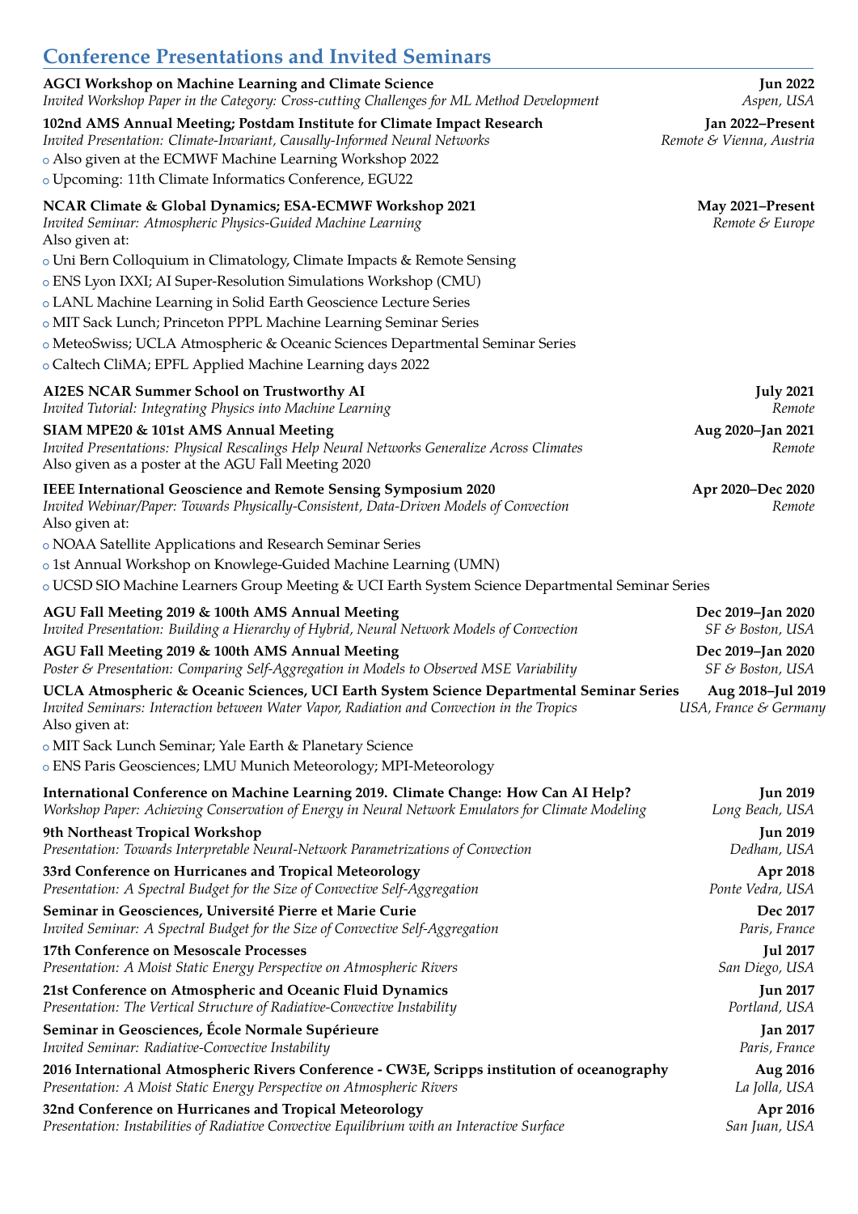## Conference Presentations and Invited Seminars

**AGCI Workshop on Machine Learning and Climate Science** — **Jun 2022**
*Invited Workshop Paper in the Category: Cross-cutting Challenges for ML Method Development* — *Aspen, USA*

**102nd AMS Annual Meeting; Postdam Institute for Climate Impact Research** — **Jan 2022–Present**
*Invited Presentation: Climate-Invariant, Causally-Informed Neural Networks* — *Remote & Vienna, Austria*
- Also given at the ECMWF Machine Learning Workshop 2022
- Upcoming: 11th Climate Informatics Conference, EGU22

**NCAR Climate & Global Dynamics; ESA-ECMWF Workshop 2021** — **May 2021–Present**
*Invited Seminar: Atmospheric Physics-Guided Machine Learning* — *Remote & Europe*
Also given at:
- Uni Bern Colloquium in Climatology, Climate Impacts & Remote Sensing
- ENS Lyon IXXI; AI Super-Resolution Simulations Workshop (CMU)
- LANL Machine Learning in Solid Earth Geoscience Lecture Series
- MIT Sack Lunch; Princeton PPPL Machine Learning Seminar Series
- MeteoSwiss; UCLA Atmospheric & Oceanic Sciences Departmental Seminar Series
- Caltech CliMA; EPFL Applied Machine Learning days 2022

**AI2ES NCAR Summer School on Trustworthy AI** — **July 2021**
*Invited Tutorial: Integrating Physics into Machine Learning* — *Remote*

**SIAM MPE20 & 101st AMS Annual Meeting** — **Aug 2020–Jan 2021**
*Invited Presentations: Physical Rescalings Help Neural Networks Generalize Across Climates* — *Remote*
Also given as a poster at the AGU Fall Meeting 2020

**IEEE International Geoscience and Remote Sensing Symposium 2020** — **Apr 2020–Dec 2020**
*Invited Webinar/Paper: Towards Physically-Consistent, Data-Driven Models of Convection* — *Remote*
Also given at:
- NOAA Satellite Applications and Research Seminar Series
- 1st Annual Workshop on Knowlege-Guided Machine Learning (UMN)
- UCSD SIO Machine Learners Group Meeting & UCI Earth System Science Departmental Seminar Series

**AGU Fall Meeting 2019 & 100th AMS Annual Meeting** — **Dec 2019–Jan 2020**
*Invited Presentation: Building a Hierarchy of Hybrid, Neural Network Models of Convection* — *SF & Boston, USA*

**AGU Fall Meeting 2019 & 100th AMS Annual Meeting** — **Dec 2019–Jan 2020**
*Poster & Presentation: Comparing Self-Aggregation in Models to Observed MSE Variability* — *SF & Boston, USA*

**UCLA Atmospheric & Oceanic Sciences, UCI Earth System Science Departmental Seminar Series** — **Aug 2018–Jul 2019**
*Invited Seminars: Interaction between Water Vapor, Radiation and Convection in the Tropics* — *USA, France & Germany*
Also given at:
- MIT Sack Lunch Seminar; Yale Earth & Planetary Science
- ENS Paris Geosciences; LMU Munich Meteorology; MPI-Meteorology

**International Conference on Machine Learning 2019. Climate Change: How Can AI Help?** — **Jun 2019**
*Workshop Paper: Achieving Conservation of Energy in Neural Network Emulators for Climate Modeling* — *Long Beach, USA*

**9th Northeast Tropical Workshop** — **Jun 2019**
*Presentation: Towards Interpretable Neural-Network Parametrizations of Convection* — *Dedham, USA*

**33rd Conference on Hurricanes and Tropical Meteorology** — **Apr 2018**
*Presentation: A Spectral Budget for the Size of Convective Self-Aggregation* — *Ponte Vedra, USA*

**Seminar in Geosciences, Université Pierre et Marie Curie** — **Dec 2017**
*Invited Seminar: A Spectral Budget for the Size of Convective Self-Aggregation* — *Paris, France*

**17th Conference on Mesoscale Processes** — **Jul 2017**
*Presentation: A Moist Static Energy Perspective on Atmospheric Rivers* — *San Diego, USA*

**21st Conference on Atmospheric and Oceanic Fluid Dynamics** — **Jun 2017**
*Presentation: The Vertical Structure of Radiative-Convective Instability* — *Portland, USA*

**Seminar in Geosciences, École Normale Supérieure** — **Jan 2017**
*Invited Seminar: Radiative-Convective Instability* — *Paris, France*

**2016 International Atmospheric Rivers Conference - CW3E, Scripps institution of oceanography** — **Aug 2016**
*Presentation: A Moist Static Energy Perspective on Atmospheric Rivers* — *La Jolla, USA*

**32nd Conference on Hurricanes and Tropical Meteorology** — **Apr 2016**
*Presentation: Instabilities of Radiative Convective Equilibrium with an Interactive Surface* — *San Juan, USA*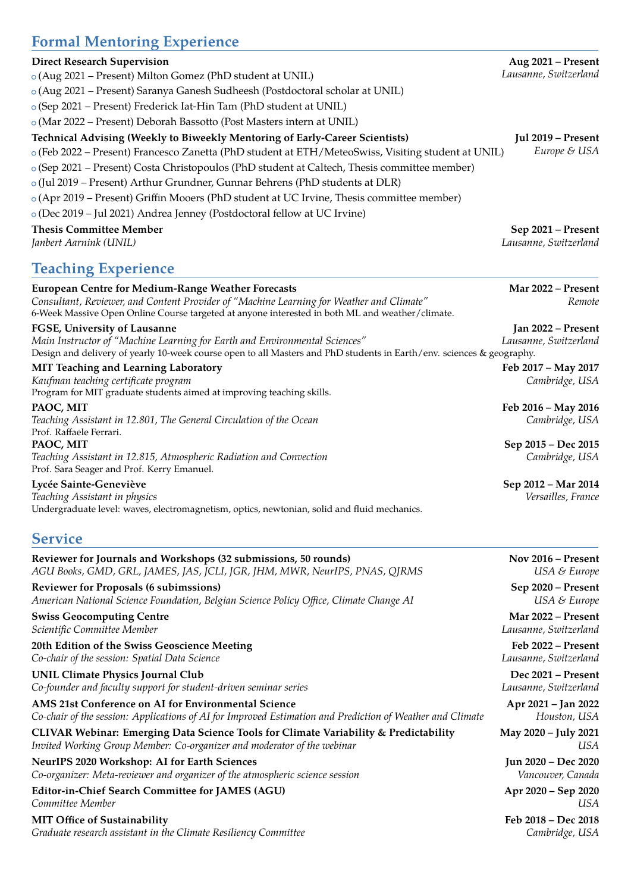## Formal Mentoring Experience

**Direct Research Supervision** — **Aug 2021 – Present**, *Lausanne, Switzerland*

- (Aug 2021 – Present) Milton Gomez (PhD student at UNIL)
- (Aug 2021 – Present) Saranya Ganesh Sudheesh (Postdoctoral scholar at UNIL)
- (Sep 2021 – Present) Frederick Iat-Hin Tam (PhD student at UNIL)
- (Mar 2022 – Present) Deborah Bassotto (Post Masters intern at UNIL)

**Technical Advising (Weekly to Biweekly Mentoring of Early-Career Scientists)** — **Jul 2019 – Present**, *Europe & USA*

- (Feb 2022 – Present) Francesco Zanetta (PhD student at ETH/MeteoSwiss, Visiting student at UNIL)
- (Sep 2021 – Present) Costa Christopoulos (PhD student at Caltech, Thesis committee member)
- (Jul 2019 – Present) Arthur Grundner, Gunnar Behrens (PhD students at DLR)
- (Apr 2019 – Present) Griffin Mooers (PhD student at UC Irvine, Thesis committee member)
- (Dec 2019 – Jul 2021) Andrea Jenney (Postdoctoral fellow at UC Irvine)

**Thesis Committee Member** — **Sep 2021 – Present**, *Lausanne, Switzerland*
*Janbert Aarnink (UNIL)*

## Teaching Experience

**European Centre for Medium-Range Weather Forecasts** — **Mar 2022 – Present**, *Remote*
*Consultant, Reviewer, and Content Provider of "Machine Learning for Weather and Climate"*
6-Week Massive Open Online Course targeted at anyone interested in both ML and weather/climate.

**FGSE, University of Lausanne** — **Jan 2022 – Present**, *Lausanne, Switzerland*
*Main Instructor of "Machine Learning for Earth and Environmental Sciences"*
Design and delivery of yearly 10-week course open to all Masters and PhD students in Earth/env. sciences & geography.

**MIT Teaching and Learning Laboratory** — **Feb 2017 – May 2017**, *Cambridge, USA*
*Kaufman teaching certificate program*
Program for MIT graduate students aimed at improving teaching skills.

**PAOC, MIT** — **Feb 2016 – May 2016**, *Cambridge, USA*
*Teaching Assistant in 12.801, The General Circulation of the Ocean*
Prof. Raffaele Ferrari.

**PAOC, MIT** — **Sep 2015 – Dec 2015**, *Cambridge, USA*
*Teaching Assistant in 12.815, Atmospheric Radiation and Convection*
Prof. Sara Seager and Prof. Kerry Emanuel.

**Lycée Sainte-Geneviève** — **Sep 2012 – Mar 2014**, *Versailles, France*
*Teaching Assistant in physics*
Undergraduate level: waves, electromagnetism, optics, newtonian, solid and fluid mechanics.

## Service

**Reviewer for Journals and Workshops (32 submissions, 50 rounds)** — **Nov 2016 – Present**, *USA & Europe*
*AGU Books, GMD, GRL, JAMES, JAS, JCLI, JGR, JHM, MWR, NeurIPS, PNAS, QJRMS*

**Reviewer for Proposals (6 subimssions)** — **Sep 2020 – Present**, *USA & Europe*
*American National Science Foundation, Belgian Science Policy Office, Climate Change AI*

**Swiss Geocomputing Centre** — **Mar 2022 – Present**, *Lausanne, Switzerland*
*Scientific Committee Member*

**20th Edition of the Swiss Geoscience Meeting** — **Feb 2022 – Present**, *Lausanne, Switzerland*
*Co-chair of the session: Spatial Data Science*

**UNIL Climate Physics Journal Club** — **Dec 2021 – Present**, *Lausanne, Switzerland*
*Co-founder and faculty support for student-driven seminar series*

**AMS 21st Conference on AI for Environmental Science** — **Apr 2021 – Jan 2022**, *Houston, USA*
*Co-chair of the session: Applications of AI for Improved Estimation and Prediction of Weather and Climate*

**CLIVAR Webinar: Emerging Data Science Tools for Climate Variability & Predictability** — **May 2020 – July 2021**, *USA*
*Invited Working Group Member: Co-organizer and moderator of the webinar*

**NeurIPS 2020 Workshop: AI for Earth Sciences** — **Jun 2020 – Dec 2020**, *Vancouver, Canada*
*Co-organizer: Meta-reviewer and organizer of the atmospheric science session*

**Editor-in-Chief Search Committee for JAMES (AGU)** — **Apr 2020 – Sep 2020**, *USA*
*Committee Member*

**MIT Office of Sustainability** — **Feb 2018 – Dec 2018**, *Cambridge, USA*
*Graduate research assistant in the Climate Resiliency Committee*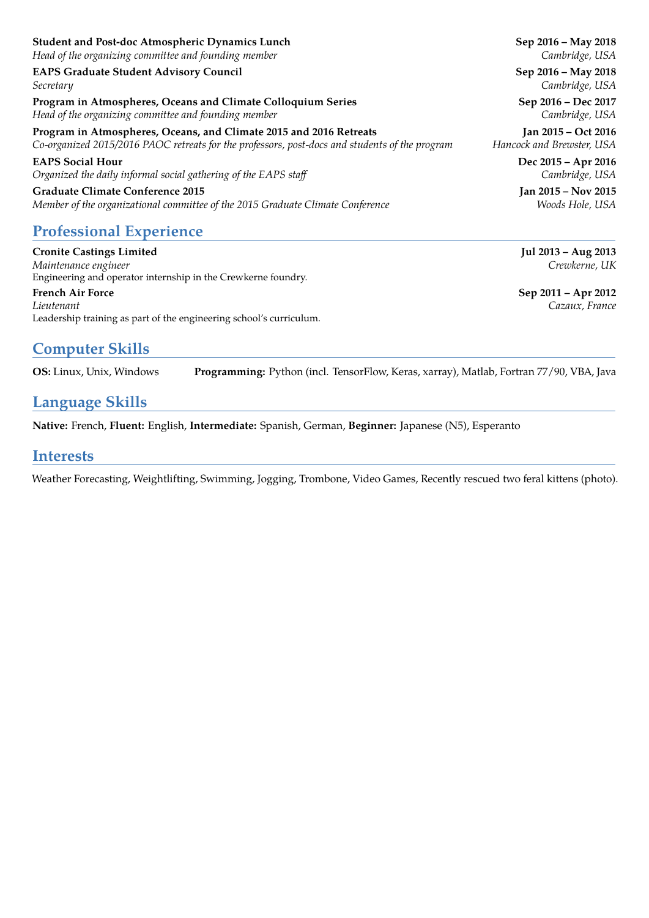**Student and Post-doc Atmospheric Dynamics Lunch** — **Sep 2016 – May 2018**
*Head of the organizing committee and founding member* — *Cambridge, USA*

**EAPS Graduate Student Advisory Council** — **Sep 2016 – May 2018**
*Secretary* — *Cambridge, USA*

**Program in Atmospheres, Oceans and Climate Colloquium Series** — **Sep 2016 – Dec 2017**
*Head of the organizing committee and founding member* — *Cambridge, USA*

**Program in Atmospheres, Oceans, and Climate 2015 and 2016 Retreats** — **Jan 2015 – Oct 2016**
*Co-organized 2015/2016 PAOC retreats for the professors, post-docs and students of the program* — *Hancock and Brewster, USA*

**EAPS Social Hour** — **Dec 2015 – Apr 2016**
*Organized the daily informal social gathering of the EAPS staff* — *Cambridge, USA*

**Graduate Climate Conference 2015** — **Jan 2015 – Nov 2015**
*Member of the organizational committee of the 2015 Graduate Climate Conference* — *Woods Hole, USA*

## Professional Experience

**Cronite Castings Limited** — **Jul 2013 – Aug 2013**
*Maintenance engineer* — *Crewkerne, UK*
Engineering and operator internship in the Crewkerne foundry.

**French Air Force** — **Sep 2011 – Apr 2012**
*Lieutenant* — *Cazaux, France*
Leadership training as part of the engineering school's curriculum.

## Computer Skills

**OS:** Linux, Unix, Windows **Programming:** Python (incl. TensorFlow, Keras, xarray), Matlab, Fortran 77/90, VBA, Java

## Language Skills

**Native:** French, **Fluent:** English, **Intermediate:** Spanish, German, **Beginner:** Japanese (N5), Esperanto

## Interests

Weather Forecasting, Weightlifting, Swimming, Jogging, Trombone, Video Games, Recently rescued two feral kittens (photo).